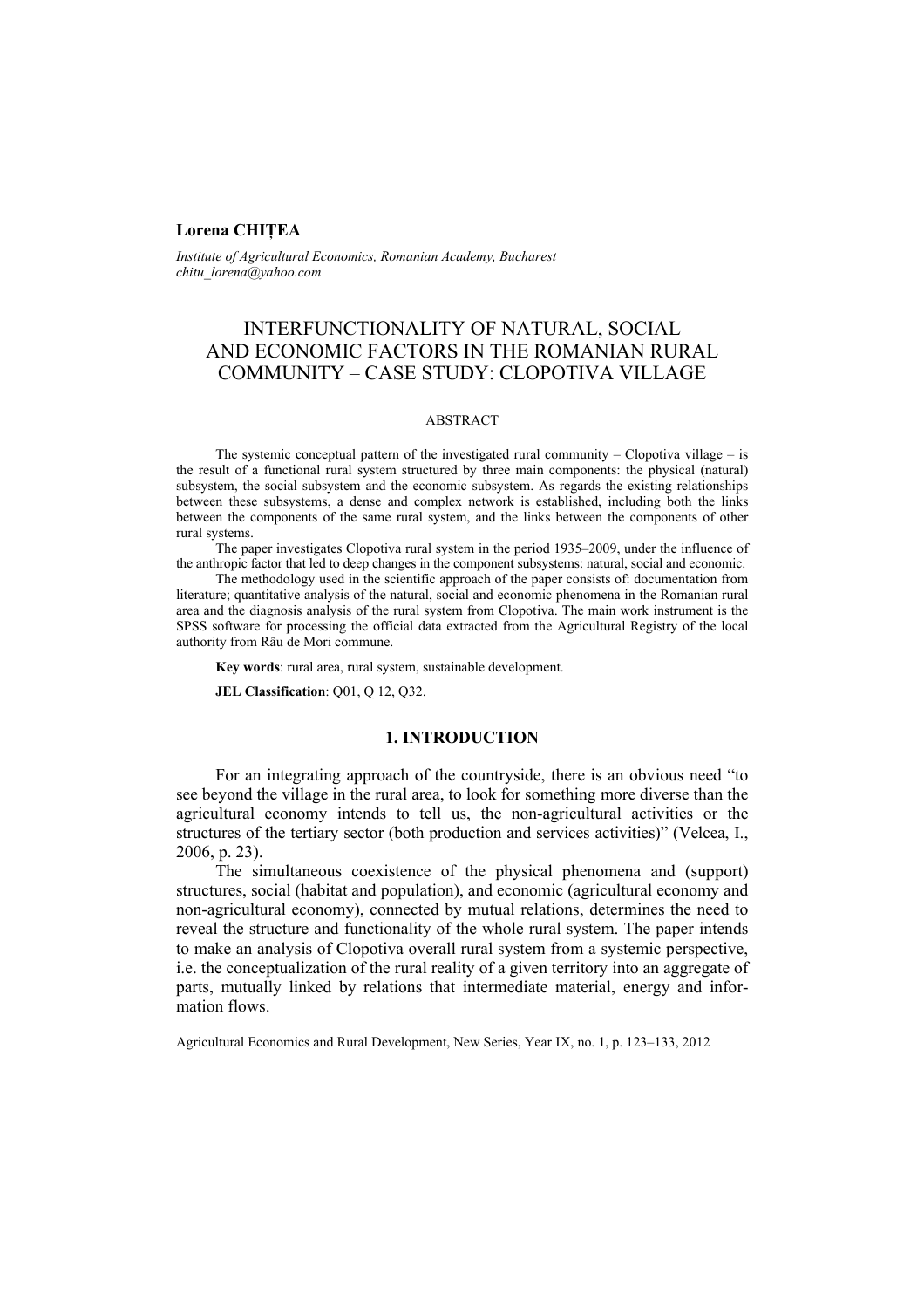**Lorena CHIȚEA**

*Institute of Agricultural Economics, Romanian Academy, Bucharest*
*chitu_lorena@yahoo.com*

# INTERFUNCTIONALITY OF NATURAL, SOCIAL AND ECONOMIC FACTORS IN THE ROMANIAN RURAL COMMUNITY – CASE STUDY: CLOPOTIVA VILLAGE

ABSTRACT

The systemic conceptual pattern of the investigated rural community – Clopotiva village – is the result of a functional rural system structured by three main components: the physical (natural) subsystem, the social subsystem and the economic subsystem. As regards the existing relationships between these subsystems, a dense and complex network is established, including both the links between the components of the same rural system, and the links between the components of other rural systems.

The paper investigates Clopotiva rural system in the period 1935–2009, under the influence of the anthropic factor that led to deep changes in the component subsystems: natural, social and economic.

The methodology used in the scientific approach of the paper consists of: documentation from literature; quantitative analysis of the natural, social and economic phenomena in the Romanian rural area and the diagnosis analysis of the rural system from Clopotiva. The main work instrument is the SPSS software for processing the official data extracted from the Agricultural Registry of the local authority from Râu de Mori commune.

**Key words**: rural area, rural system, sustainable development.

**JEL Classification**: Q01, Q 12, Q32.

## 1. INTRODUCTION

For an integrating approach of the countryside, there is an obvious need "to see beyond the village in the rural area, to look for something more diverse than the agricultural economy intends to tell us, the non-agricultural activities or the structures of the tertiary sector (both production and services activities)" (Velcea, I., 2006, p. 23).

The simultaneous coexistence of the physical phenomena and (support) structures, social (habitat and population), and economic (agricultural economy and non-agricultural economy), connected by mutual relations, determines the need to reveal the structure and functionality of the whole rural system. The paper intends to make an analysis of Clopotiva overall rural system from a systemic perspective, i.e. the conceptualization of the rural reality of a given territory into an aggregate of parts, mutually linked by relations that intermediate material, energy and information flows.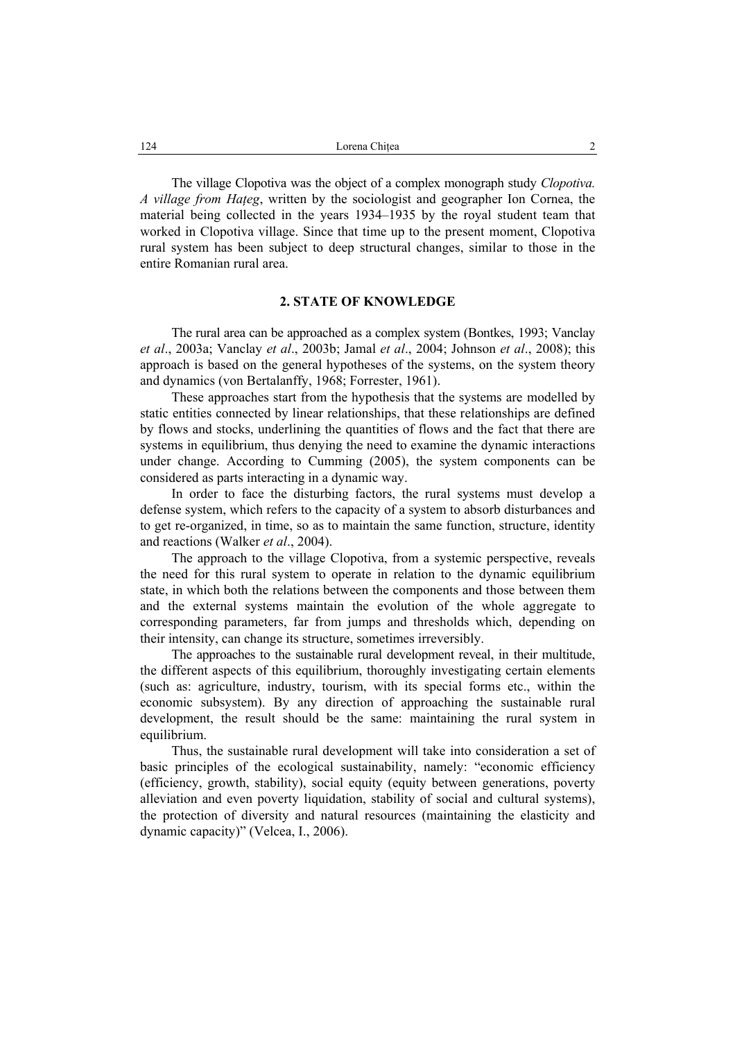The village Clopotiva was the object of a complex monograph study *Clopotiva. A village from Haţeg*, written by the sociologist and geographer Ion Cornea, the material being collected in the years 1934–1935 by the royal student team that worked in Clopotiva village. Since that time up to the present moment, Clopotiva rural system has been subject to deep structural changes, similar to those in the entire Romanian rural area.

## 2. STATE OF KNOWLEDGE

The rural area can be approached as a complex system (Bontkes, 1993; Vanclay *et al*., 2003a; Vanclay *et al*., 2003b; Jamal *et al*., 2004; Johnson *et al*., 2008); this approach is based on the general hypotheses of the systems, on the system theory and dynamics (von Bertalanffy, 1968; Forrester, 1961).

These approaches start from the hypothesis that the systems are modelled by static entities connected by linear relationships, that these relationships are defined by flows and stocks, underlining the quantities of flows and the fact that there are systems in equilibrium, thus denying the need to examine the dynamic interactions under change. According to Cumming (2005), the system components can be considered as parts interacting in a dynamic way.

In order to face the disturbing factors, the rural systems must develop a defense system, which refers to the capacity of a system to absorb disturbances and to get re-organized, in time, so as to maintain the same function, structure, identity and reactions (Walker *et al*., 2004).

The approach to the village Clopotiva, from a systemic perspective, reveals the need for this rural system to operate in relation to the dynamic equilibrium state, in which both the relations between the components and those between them and the external systems maintain the evolution of the whole aggregate to corresponding parameters, far from jumps and thresholds which, depending on their intensity, can change its structure, sometimes irreversibly.

The approaches to the sustainable rural development reveal, in their multitude, the different aspects of this equilibrium, thoroughly investigating certain elements (such as: agriculture, industry, tourism, with its special forms etc., within the economic subsystem). By any direction of approaching the sustainable rural development, the result should be the same: maintaining the rural system in equilibrium.

Thus, the sustainable rural development will take into consideration a set of basic principles of the ecological sustainability, namely: "economic efficiency (efficiency, growth, stability), social equity (equity between generations, poverty alleviation and even poverty liquidation, stability of social and cultural systems), the protection of diversity and natural resources (maintaining the elasticity and dynamic capacity)" (Velcea, I., 2006).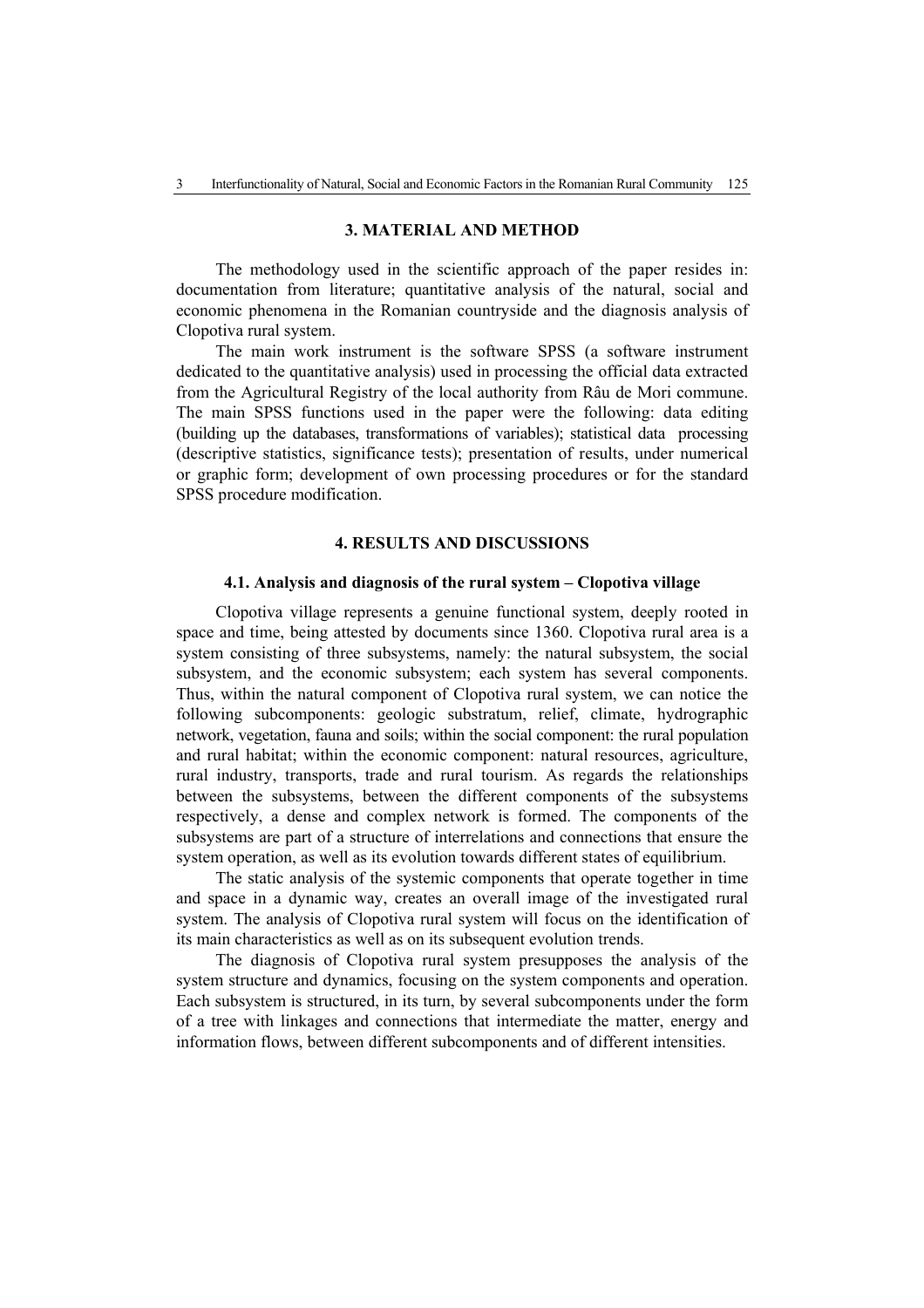## 3. MATERIAL AND METHOD

The methodology used in the scientific approach of the paper resides in: documentation from literature; quantitative analysis of the natural, social and economic phenomena in the Romanian countryside and the diagnosis analysis of Clopotiva rural system.

The main work instrument is the software SPSS (a software instrument dedicated to the quantitative analysis) used in processing the official data extracted from the Agricultural Registry of the local authority from Râu de Mori commune. The main SPSS functions used in the paper were the following: data editing (building up the databases, transformations of variables); statistical data processing (descriptive statistics, significance tests); presentation of results, under numerical or graphic form; development of own processing procedures or for the standard SPSS procedure modification.

## 4. RESULTS AND DISCUSSIONS

### 4.1. Analysis and diagnosis of the rural system – Clopotiva village

Clopotiva village represents a genuine functional system, deeply rooted in space and time, being attested by documents since 1360. Clopotiva rural area is a system consisting of three subsystems, namely: the natural subsystem, the social subsystem, and the economic subsystem; each system has several components. Thus, within the natural component of Clopotiva rural system, we can notice the following subcomponents: geologic substratum, relief, climate, hydrographic network, vegetation, fauna and soils; within the social component: the rural population and rural habitat; within the economic component: natural resources, agriculture, rural industry, transports, trade and rural tourism. As regards the relationships between the subsystems, between the different components of the subsystems respectively, a dense and complex network is formed. The components of the subsystems are part of a structure of interrelations and connections that ensure the system operation, as well as its evolution towards different states of equilibrium.

The static analysis of the systemic components that operate together in time and space in a dynamic way, creates an overall image of the investigated rural system. The analysis of Clopotiva rural system will focus on the identification of its main characteristics as well as on its subsequent evolution trends.

The diagnosis of Clopotiva rural system presupposes the analysis of the system structure and dynamics, focusing on the system components and operation. Each subsystem is structured, in its turn, by several subcomponents under the form of a tree with linkages and connections that intermediate the matter, energy and information flows, between different subcomponents and of different intensities.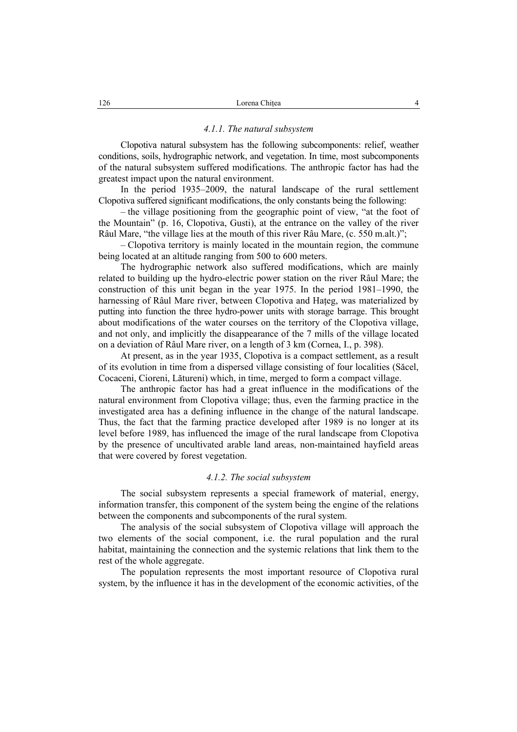#### *4.1.1. The natural subsystem*

Clopotiva natural subsystem has the following subcomponents: relief, weather conditions, soils, hydrographic network, and vegetation. In time, most subcomponents of the natural subsystem suffered modifications. The anthropic factor has had the greatest impact upon the natural environment.

In the period 1935–2009, the natural landscape of the rural settlement Clopotiva suffered significant modifications, the only constants being the following:

– the village positioning from the geographic point of view, “at the foot of the Mountain” (p. 16, Clopotiva, Gusti), at the entrance on the valley of the river Râul Mare, “the village lies at the mouth of this river Râu Mare, (c. 550 m.alt.)”;

– Clopotiva territory is mainly located in the mountain region, the commune being located at an altitude ranging from 500 to 600 meters.

The hydrographic network also suffered modifications, which are mainly related to building up the hydro-electric power station on the river Râul Mare; the construction of this unit began in the year 1975. In the period 1981–1990, the harnessing of Râul Mare river, between Clopotiva and Hațeg, was materialized by putting into function the three hydro-power units with storage barrage. This brought about modifications of the water courses on the territory of the Clopotiva village, and not only, and implicitly the disappearance of the 7 mills of the village located on a deviation of Râul Mare river, on a length of 3 km (Cornea, I., p. 398).

At present, as in the year 1935, Clopotiva is a compact settlement, as a result of its evolution in time from a dispersed village consisting of four localities (Săcel, Cocaceni, Cioreni, Lătureni) which, in time, merged to form a compact village.

The anthropic factor has had a great influence in the modifications of the natural environment from Clopotiva village; thus, even the farming practice in the investigated area has a defining influence in the change of the natural landscape. Thus, the fact that the farming practice developed after 1989 is no longer at its level before 1989, has influenced the image of the rural landscape from Clopotiva by the presence of uncultivated arable land areas, non-maintained hayfield areas that were covered by forest vegetation.

#### *4.1.2. The social subsystem*

The social subsystem represents a special framework of material, energy, information transfer, this component of the system being the engine of the relations between the components and subcomponents of the rural system.

The analysis of the social subsystem of Clopotiva village will approach the two elements of the social component, i.e. the rural population and the rural habitat, maintaining the connection and the systemic relations that link them to the rest of the whole aggregate.

The population represents the most important resource of Clopotiva rural system, by the influence it has in the development of the economic activities, of the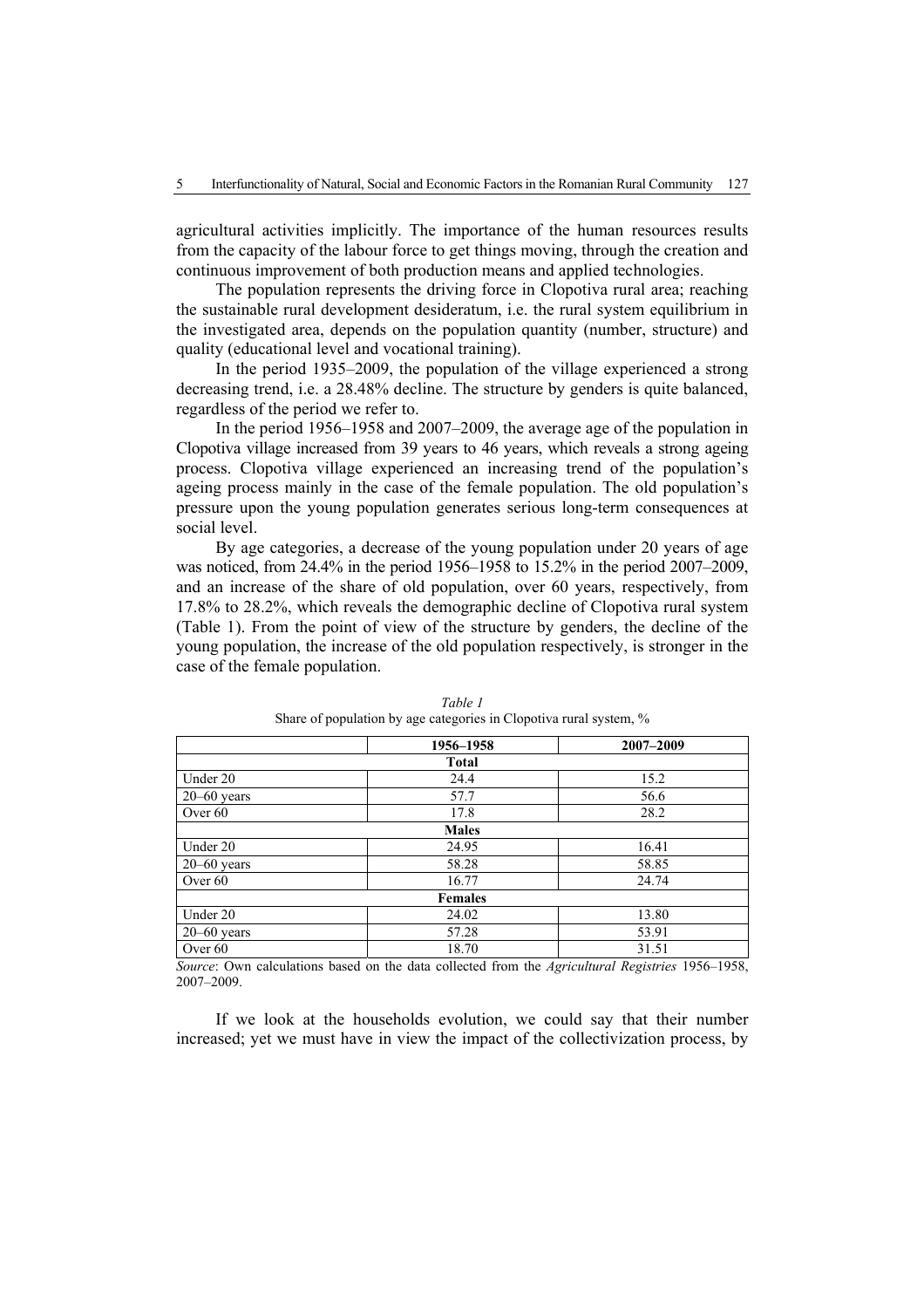agricultural activities implicitly. The importance of the human resources results from the capacity of the labour force to get things moving, through the creation and continuous improvement of both production means and applied technologies.

The population represents the driving force in Clopotiva rural area; reaching the sustainable rural development desideratum, i.e. the rural system equilibrium in the investigated area, depends on the population quantity (number, structure) and quality (educational level and vocational training).

In the period 1935–2009, the population of the village experienced a strong decreasing trend, i.e. a 28.48% decline. The structure by genders is quite balanced, regardless of the period we refer to.

In the period 1956–1958 and 2007–2009, the average age of the population in Clopotiva village increased from 39 years to 46 years, which reveals a strong ageing process. Clopotiva village experienced an increasing trend of the population's ageing process mainly in the case of the female population. The old population's pressure upon the young population generates serious long-term consequences at social level.

By age categories, a decrease of the young population under 20 years of age was noticed, from 24.4% in the period 1956–1958 to 15.2% in the period 2007–2009, and an increase of the share of old population, over 60 years, respectively, from 17.8% to 28.2%, which reveals the demographic decline of Clopotiva rural system (Table 1). From the point of view of the structure by genders, the decline of the young population, the increase of the old population respectively, is stronger in the case of the female population.

*Table 1*
Share of population by age categories in Clopotiva rural system, %

| | 1956–1958 | 2007–2009 |
|---|---|---|
| | **Total** | |
| Under 20 | 24.4 | 15.2 |
| 20–60 years | 57.7 | 56.6 |
| Over 60 | 17.8 | 28.2 |
| | **Males** | |
| Under 20 | 24.95 | 16.41 |
| 20–60 years | 58.28 | 58.85 |
| Over 60 | 16.77 | 24.74 |
| | **Females** | |
| Under 20 | 24.02 | 13.80 |
| 20–60 years | 57.28 | 53.91 |
| Over 60 | 18.70 | 31.51 |

*Source*: Own calculations based on the data collected from the *Agricultural Registries* 1956–1958, 2007–2009.

If we look at the households evolution, we could say that their number increased; yet we must have in view the impact of the collectivization process, by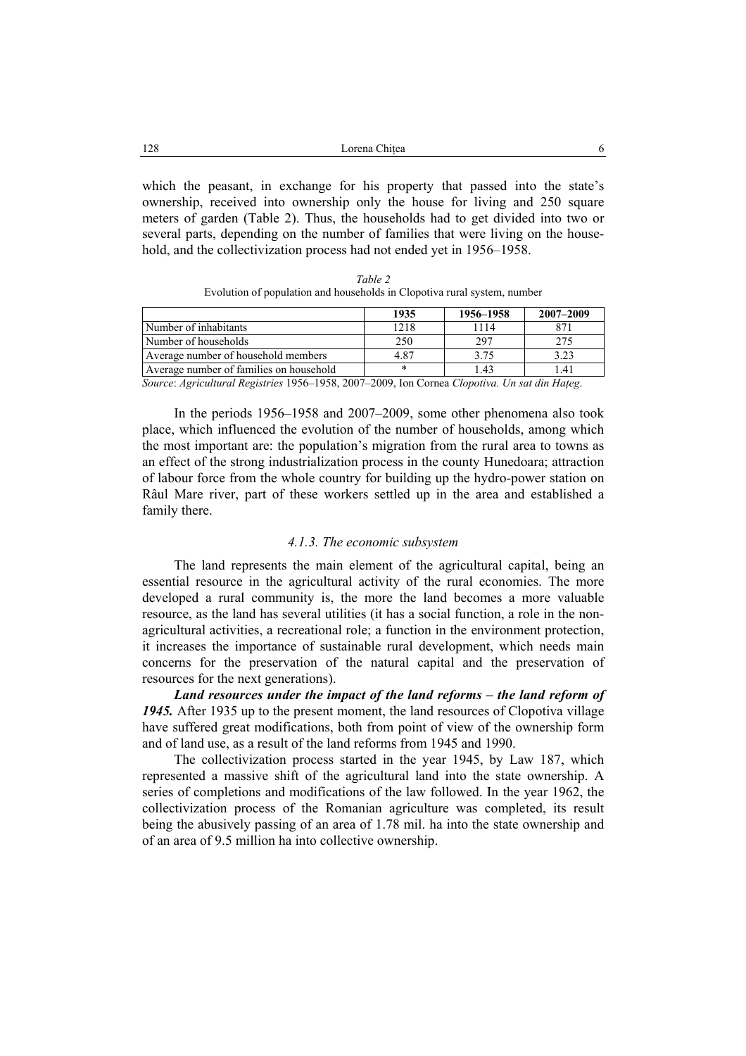which the peasant, in exchange for his property that passed into the state's ownership, received into ownership only the house for living and 250 square meters of garden (Table 2). Thus, the households had to get divided into two or several parts, depending on the number of families that were living on the household, and the collectivization process had not ended yet in 1956–1958.

*Table 2*

Evolution of population and households in Clopotiva rural system, number

| | 1935 | 1956–1958 | 2007–2009 |
|---|---|---|---|
| Number of inhabitants | 1218 | 1114 | 871 |
| Number of households | 250 | 297 | 275 |
| Average number of household members | 4.87 | 3.75 | 3.23 |
| Average number of families on household | * | 1.43 | 1.41 |

*Source*: *Agricultural Registries* 1956–1958, 2007–2009, Ion Cornea *Clopotiva. Un sat din Hațeg*.

In the periods 1956–1958 and 2007–2009, some other phenomena also took place, which influenced the evolution of the number of households, among which the most important are: the population's migration from the rural area to towns as an effect of the strong industrialization process in the county Hunedoara; attraction of labour force from the whole country for building up the hydro-power station on Râul Mare river, part of these workers settled up in the area and established a family there.

### *4.1.3. The economic subsystem*

The land represents the main element of the agricultural capital, being an essential resource in the agricultural activity of the rural economies. The more developed a rural community is, the more the land becomes a more valuable resource, as the land has several utilities (it has a social function, a role in the non-agricultural activities, a recreational role; a function in the environment protection, it increases the importance of sustainable rural development, which needs main concerns for the preservation of the natural capital and the preservation of resources for the next generations).

***Land resources under the impact of the land reforms – the land reform of 1945.*** After 1935 up to the present moment, the land resources of Clopotiva village have suffered great modifications, both from point of view of the ownership form and of land use, as a result of the land reforms from 1945 and 1990.

The collectivization process started in the year 1945, by Law 187, which represented a massive shift of the agricultural land into the state ownership. A series of completions and modifications of the law followed. In the year 1962, the collectivization process of the Romanian agriculture was completed, its result being the abusively passing of an area of 1.78 mil. ha into the state ownership and of an area of 9.5 million ha into collective ownership.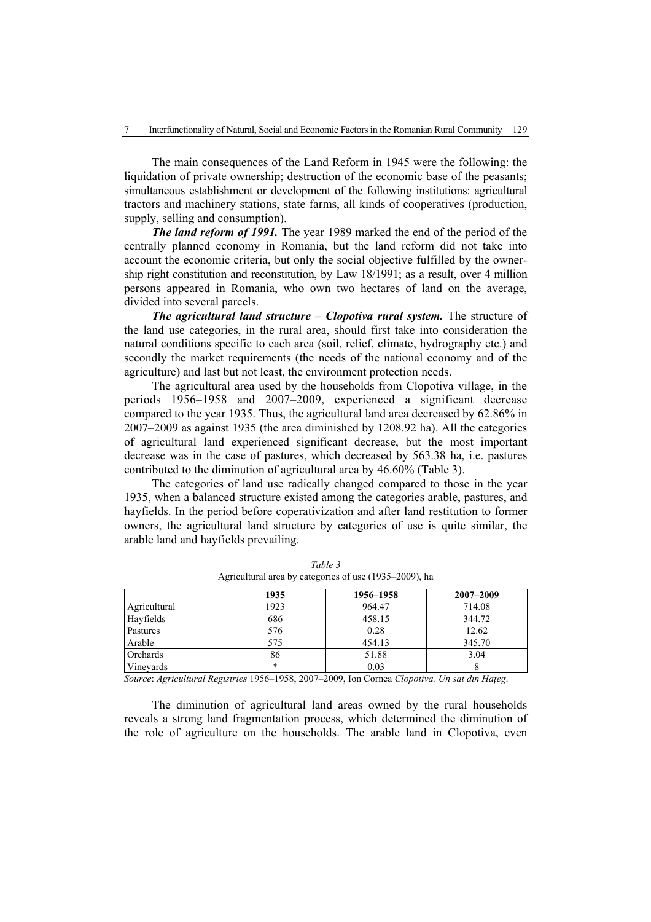The main consequences of the Land Reform in 1945 were the following: the liquidation of private ownership; destruction of the economic base of the peasants; simultaneous establishment or development of the following institutions: agricultural tractors and machinery stations, state farms, all kinds of cooperatives (production, supply, selling and consumption).

***The land reform of 1991.*** The year 1989 marked the end of the period of the centrally planned economy in Romania, but the land reform did not take into account the economic criteria, but only the social objective fulfilled by the ownership right constitution and reconstitution, by Law 18/1991; as a result, over 4 million persons appeared in Romania, who own two hectares of land on the average, divided into several parcels.

***The agricultural land structure – Clopotiva rural system.*** The structure of the land use categories, in the rural area, should first take into consideration the natural conditions specific to each area (soil, relief, climate, hydrography etc.) and secondly the market requirements (the needs of the national economy and of the agriculture) and last but not least, the environment protection needs.

The agricultural area used by the households from Clopotiva village, in the periods 1956–1958 and 2007–2009, experienced a significant decrease compared to the year 1935. Thus, the agricultural land area decreased by 62.86% in 2007–2009 as against 1935 (the area diminished by 1208.92 ha). All the categories of agricultural land experienced significant decrease, but the most important decrease was in the case of pastures, which decreased by 563.38 ha, i.e. pastures contributed to the diminution of agricultural area by 46.60% (Table 3).

The categories of land use radically changed compared to those in the year 1935, when a balanced structure existed among the categories arable, pastures, and hayfields. In the period before coperativization and after land restitution to former owners, the agricultural land structure by categories of use is quite similar, the arable land and hayfields prevailing.

*Table 3*
Agricultural area by categories of use (1935–2009), ha

| | 1935 | 1956–1958 | 2007–2009 |
|---|---|---|---|
| Agricultural | 1923 | 964.47 | 714.08 |
| Hayfields | 686 | 458.15 | 344.72 |
| Pastures | 576 | 0.28 | 12.62 |
| Arable | 575 | 454.13 | 345.70 |
| Orchards | 86 | 51.88 | 3.04 |
| Vineyards | * | 0.03 | 8 |

*Source*: *Agricultural Registries* 1956–1958, 2007–2009, Ion Cornea *Clopotiva. Un sat din Hațeg*.

The diminution of agricultural land areas owned by the rural households reveals a strong land fragmentation process, which determined the diminution of the role of agriculture on the households. The arable land in Clopotiva, even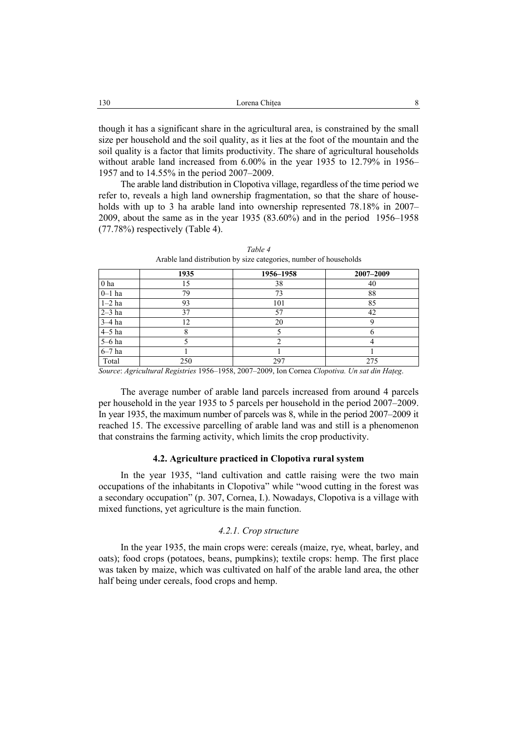though it has a significant share in the agricultural area, is constrained by the small size per household and the soil quality, as it lies at the foot of the mountain and the soil quality is a factor that limits productivity. The share of agricultural households without arable land increased from 6.00% in the year 1935 to 12.79% in 1956–1957 and to 14.55% in the period 2007–2009.

The arable land distribution in Clopotiva village, regardless of the time period we refer to, reveals a high land ownership fragmentation, so that the share of households with up to 3 ha arable land into ownership represented 78.18% in 2007–2009, about the same as in the year 1935 (83.60%) and in the period 1956–1958 (77.78%) respectively (Table 4).

*Table 4*

Arable land distribution by size categories, number of households

| | 1935 | 1956–1958 | 2007–2009 |
|---|---|---|---|
| 0 ha | 15 | 38 | 40 |
| 0–1 ha | 79 | 73 | 88 |
| 1–2 ha | 93 | 101 | 85 |
| 2–3 ha | 37 | 57 | 42 |
| 3–4 ha | 12 | 20 | 9 |
| 4–5 ha | 8 | 5 | 6 |
| 5–6 ha | 5 | 2 | 4 |
| 6–7 ha | 1 | 1 | 1 |
| Total | 250 | 297 | 275 |

*Source*: *Agricultural Registries* 1956–1958, 2007–2009, Ion Cornea *Clopotiva. Un sat din Hațeg*.

The average number of arable land parcels increased from around 4 parcels per household in the year 1935 to 5 parcels per household in the period 2007–2009. In year 1935, the maximum number of parcels was 8, while in the period 2007–2009 it reached 15. The excessive parcelling of arable land was and still is a phenomenon that constrains the farming activity, which limits the crop productivity.

### 4.2. Agriculture practiced in Clopotiva rural system

In the year 1935, "land cultivation and cattle raising were the two main occupations of the inhabitants in Clopotiva" while "wood cutting in the forest was a secondary occupation" (p. 307, Cornea, I.). Nowadays, Clopotiva is a village with mixed functions, yet agriculture is the main function.

#### *4.2.1. Crop structure*

In the year 1935, the main crops were: cereals (maize, rye, wheat, barley, and oats); food crops (potatoes, beans, pumpkins); textile crops: hemp. The first place was taken by maize, which was cultivated on half of the arable land area, the other half being under cereals, food crops and hemp.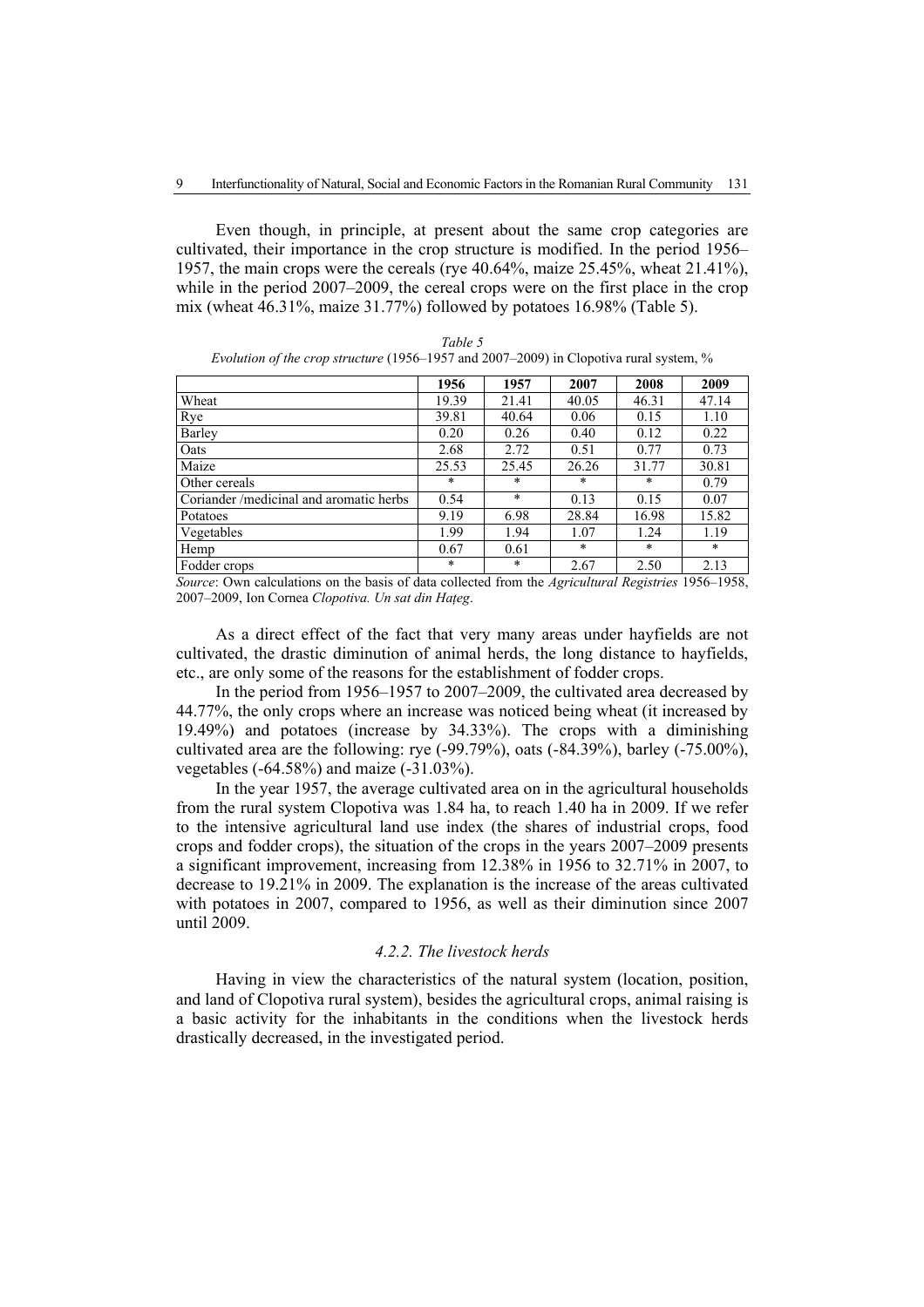Even though, in principle, at present about the same crop categories are cultivated, their importance in the crop structure is modified. In the period 1956–1957, the main crops were the cereals (rye 40.64%, maize 25.45%, wheat 21.41%), while in the period 2007–2009, the cereal crops were on the first place in the crop mix (wheat 46.31%, maize 31.77%) followed by potatoes 16.98% (Table 5).

*Table 5*

*Evolution of the crop structure* (1956–1957 and 2007–2009) in Clopotiva rural system, %

| | 1956 | 1957 | 2007 | 2008 | 2009 |
|---|---|---|---|---|---|
| Wheat | 19.39 | 21.41 | 40.05 | 46.31 | 47.14 |
| Rye | 39.81 | 40.64 | 0.06 | 0.15 | 1.10 |
| Barley | 0.20 | 0.26 | 0.40 | 0.12 | 0.22 |
| Oats | 2.68 | 2.72 | 0.51 | 0.77 | 0.73 |
| Maize | 25.53 | 25.45 | 26.26 | 31.77 | 30.81 |
| Other cereals | * | * | * | * | 0.79 |
| Coriander /medicinal and aromatic herbs | 0.54 | * | 0.13 | 0.15 | 0.07 |
| Potatoes | 9.19 | 6.98 | 28.84 | 16.98 | 15.82 |
| Vegetables | 1.99 | 1.94 | 1.07 | 1.24 | 1.19 |
| Hemp | 0.67 | 0.61 | * | * | * |
| Fodder crops | * | * | 2.67 | 2.50 | 2.13 |

*Source*: Own calculations on the basis of data collected from the *Agricultural Registries* 1956–1958, 2007–2009, Ion Cornea *Clopotiva. Un sat din Haţeg*.

As a direct effect of the fact that very many areas under hayfields are not cultivated, the drastic diminution of animal herds, the long distance to hayfields, etc., are only some of the reasons for the establishment of fodder crops.

In the period from 1956–1957 to 2007–2009, the cultivated area decreased by 44.77%, the only crops where an increase was noticed being wheat (it increased by 19.49%) and potatoes (increase by 34.33%). The crops with a diminishing cultivated area are the following: rye (-99.79%), oats (-84.39%), barley (-75.00%), vegetables (-64.58%) and maize (-31.03%).

In the year 1957, the average cultivated area on in the agricultural households from the rural system Clopotiva was 1.84 ha, to reach 1.40 ha in 2009. If we refer to the intensive agricultural land use index (the shares of industrial crops, food crops and fodder crops), the situation of the crops in the years 2007–2009 presents a significant improvement, increasing from 12.38% in 1956 to 32.71% in 2007, to decrease to 19.21% in 2009. The explanation is the increase of the areas cultivated with potatoes in 2007, compared to 1956, as well as their diminution since 2007 until 2009.

### *4.2.2. The livestock herds*

Having in view the characteristics of the natural system (location, position, and land of Clopotiva rural system), besides the agricultural crops, animal raising is a basic activity for the inhabitants in the conditions when the livestock herds drastically decreased, in the investigated period.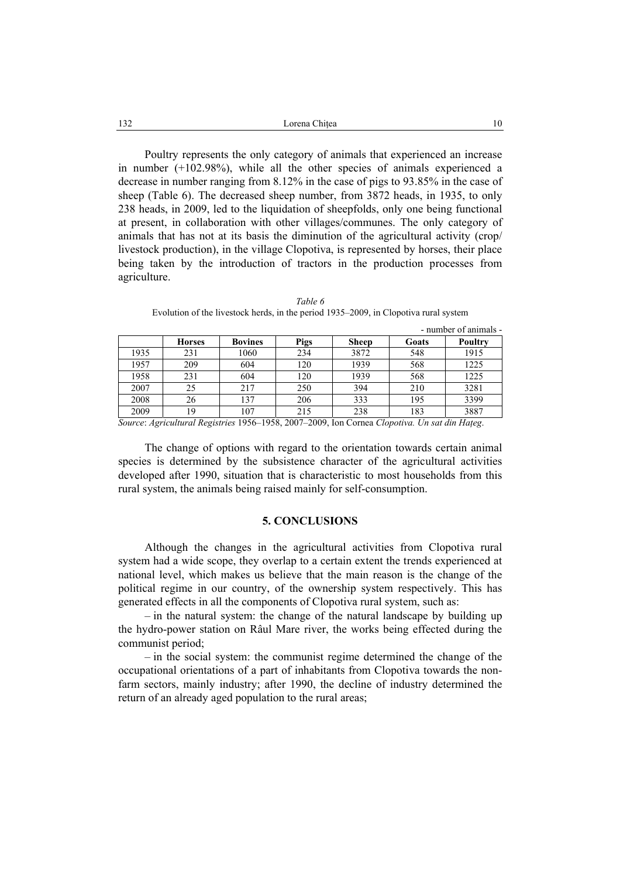Poultry represents the only category of animals that experienced an increase in number (+102.98%), while all the other species of animals experienced a decrease in number ranging from 8.12% in the case of pigs to 93.85% in the case of sheep (Table 6). The decreased sheep number, from 3872 heads, in 1935, to only 238 heads, in 2009, led to the liquidation of sheepfolds, only one being functional at present, in collaboration with other villages/communes. The only category of animals that has not at its basis the diminution of the agricultural activity (crop/ livestock production), in the village Clopotiva, is represented by horses, their place being taken by the introduction of tractors in the production processes from agriculture.

*Table 6*

Evolution of the livestock herds, in the period 1935–2009, in Clopotiva rural system

- number of animals -

| | **Horses** | **Bovines** | **Pigs** | **Sheep** | **Goats** | **Poultry** |
|---|---|---|---|---|---|---|
| 1935 | 231 | 1060 | 234 | 3872 | 548 | 1915 |
| 1957 | 209 | 604 | 120 | 1939 | 568 | 1225 |
| 1958 | 231 | 604 | 120 | 1939 | 568 | 1225 |
| 2007 | 25 | 217 | 250 | 394 | 210 | 3281 |
| 2008 | 26 | 137 | 206 | 333 | 195 | 3399 |
| 2009 | 19 | 107 | 215 | 238 | 183 | 3887 |

*Source*: *Agricultural Registries* 1956–1958, 2007–2009, Ion Cornea *Clopotiva. Un sat din Haţeg*.

The change of options with regard to the orientation towards certain animal species is determined by the subsistence character of the agricultural activities developed after 1990, situation that is characteristic to most households from this rural system, the animals being raised mainly for self-consumption.

## 5. CONCLUSIONS

Although the changes in the agricultural activities from Clopotiva rural system had a wide scope, they overlap to a certain extent the trends experienced at national level, which makes us believe that the main reason is the change of the political regime in our country, of the ownership system respectively. This has generated effects in all the components of Clopotiva rural system, such as:

– in the natural system: the change of the natural landscape by building up the hydro-power station on Râul Mare river, the works being effected during the communist period;

– in the social system: the communist regime determined the change of the occupational orientations of a part of inhabitants from Clopotiva towards the non-farm sectors, mainly industry; after 1990, the decline of industry determined the return of an already aged population to the rural areas;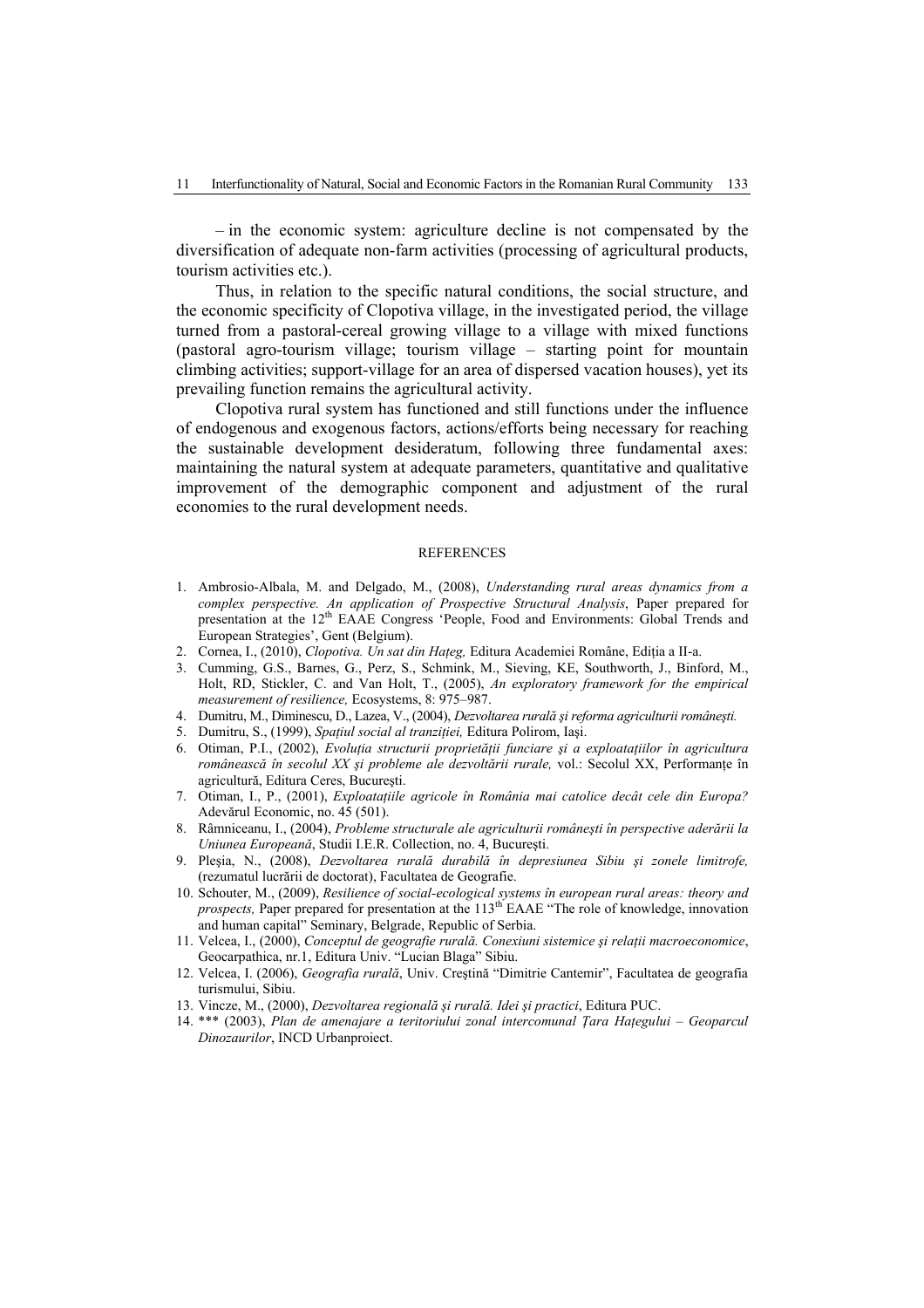– in the economic system: agriculture decline is not compensated by the diversification of adequate non-farm activities (processing of agricultural products, tourism activities etc.).

Thus, in relation to the specific natural conditions, the social structure, and the economic specificity of Clopotiva village, in the investigated period, the village turned from a pastoral-cereal growing village to a village with mixed functions (pastoral agro-tourism village; tourism village – starting point for mountain climbing activities; support-village for an area of dispersed vacation houses), yet its prevailing function remains the agricultural activity.

Clopotiva rural system has functioned and still functions under the influence of endogenous and exogenous factors, actions/efforts being necessary for reaching the sustainable development desideratum, following three fundamental axes: maintaining the natural system at adequate parameters, quantitative and qualitative improvement of the demographic component and adjustment of the rural economies to the rural development needs.

## REFERENCES

1. Ambrosio-Albala, M. and Delgado, M., (2008), *Understanding rural areas dynamics from a complex perspective. An application of Prospective Structural Analysis*, Paper prepared for presentation at the 12th EAAE Congress 'People, Food and Environments: Global Trends and European Strategies', Gent (Belgium).
2. Cornea, I., (2010), *Clopotiva. Un sat din Haţeg,* Editura Academiei Române, Ediţia a II-a.
3. Cumming, G.S., Barnes, G., Perz, S., Schmink, M., Sieving, KE, Southworth, J., Binford, M., Holt, RD, Stickler, C. and Van Holt, T., (2005), *An exploratory framework for the empirical measurement of resilience,* Ecosystems, 8: 975–987.
4. Dumitru, M., Diminescu, D., Lazea, V., (2004), *Dezvoltarea rurală şi reforma agriculturii româneşti.*
5. Dumitru, S., (1999), *Spaţiul social al tranziţiei,* Editura Polirom, Iaşi.
6. Otiman, P.I., (2002), *Evoluţia structurii proprietăţii funciare şi a exploataţiilor în agricultura românească în secolul XX şi probleme ale dezvoltării rurale,* vol.: Secolul XX, Performanţe în agricultură, Editura Ceres, Bucureşti.
7. Otiman, I., P., (2001), *Exploataţiile agricole în România mai catolice decât cele din Europa?* Adevărul Economic, no. 45 (501).
8. Râmniceanu, I., (2004), *Probleme structurale ale agriculturii româneşti în perspective aderării la Uniunea Europeană*, Studii I.E.R. Collection, no. 4, Bucureşti.
9. Pleşia, N., (2008), *Dezvoltarea rurală durabilă în depresiunea Sibiu şi zonele limitrofe,* (rezumatul lucrării de doctorat), Facultatea de Geografie.
10. Schouter, M., (2009), *Resilience of social-ecological systems în european rural areas: theory and prospects,* Paper prepared for presentation at the 113th EAAE "The role of knowledge, innovation and human capital" Seminary, Belgrade, Republic of Serbia.
11. Velcea, I., (2000), *Conceptul de geografie rurală. Conexiuni sistemice şi relaţii macroeconomice*, Geocarpathica, nr.1, Editura Univ. "Lucian Blaga" Sibiu.
12. Velcea, I. (2006), *Geografia rurală*, Univ. Creştină "Dimitrie Cantemir", Facultatea de geografia turismului, Sibiu.
13. Vincze, M., (2000), *Dezvoltarea regională şi rurală. Idei şi practici*, Editura PUC.
14. *** (2003), *Plan de amenajare a teritoriului zonal intercomunal Ţara Haţegului – Geoparcul Dinozaurilor*, INCD Urbanproiect.